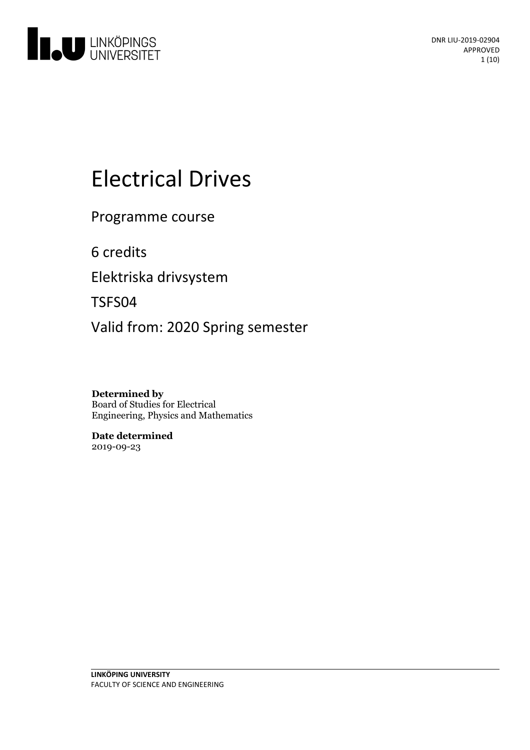DNR LIU-2019-02904
APPROVED

# Electrical Drives

Programme course

6 credits

Elektriska drivsystem

TSFS04

Valid from: 2020 Spring semester

**Determined by**
Board of Studies for Electrical Engineering, Physics and Mathematics

**Date determined**
2019-09-23

**LINKÖPING UNIVERSITY**
FACULTY OF SCIENCE AND ENGINEERING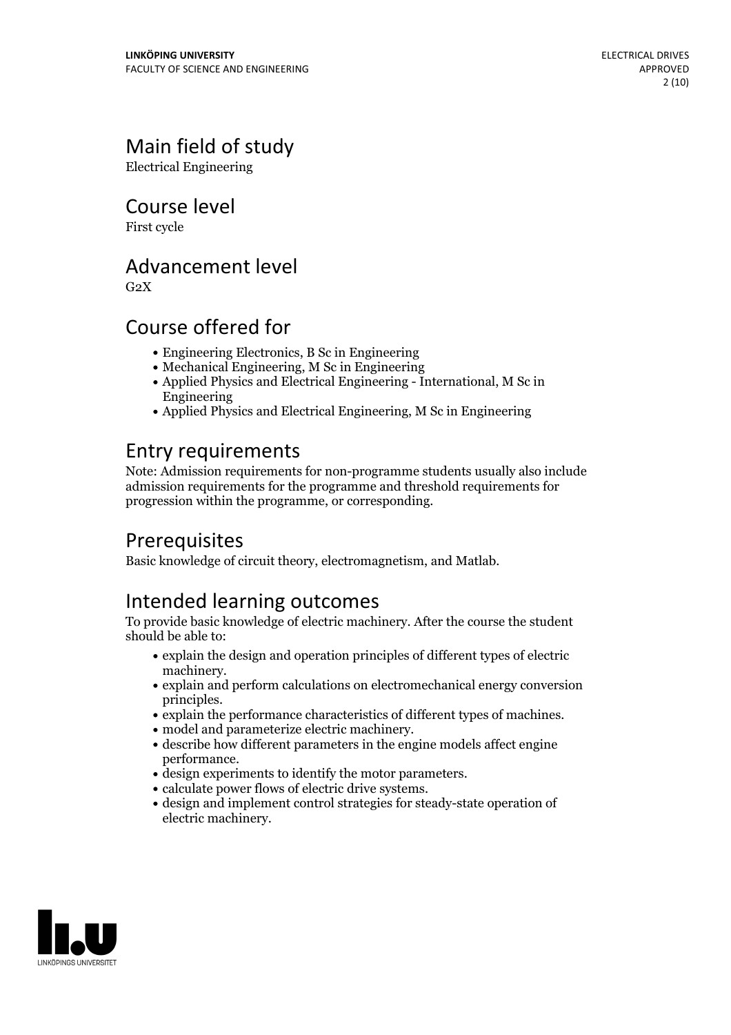## Main field of study

Electrical Engineering

## Course level

First cycle

## Advancement level

G2X

## Course offered for

- Engineering Electronics, B Sc in Engineering
- Mechanical Engineering, M Sc in Engineering
- Applied Physics and Electrical Engineering - International, M Sc in Engineering
- Applied Physics and Electrical Engineering, M Sc in Engineering

## Entry requirements

Note: Admission requirements for non-programme students usually also include admission requirements for the programme and threshold requirements for progression within the programme, or corresponding.

## Prerequisites

Basic knowledge of circuit theory, electromagnetism, and Matlab.

## Intended learning outcomes

To provide basic knowledge of electric machinery. After the course the student should be able to:

- explain the design and operation principles of different types of electric machinery.
- explain and perform calculations on electromechanical energy conversion principles.
- explain the performance characteristics of different types of machines.
- model and parameterize electric machinery.
- describe how different parameters in the engine models affect engine performance.
- design experiments to identify the motor parameters.
- calculate power flows of electric drive systems.
- design and implement control strategies for steady-state operation of electric machinery.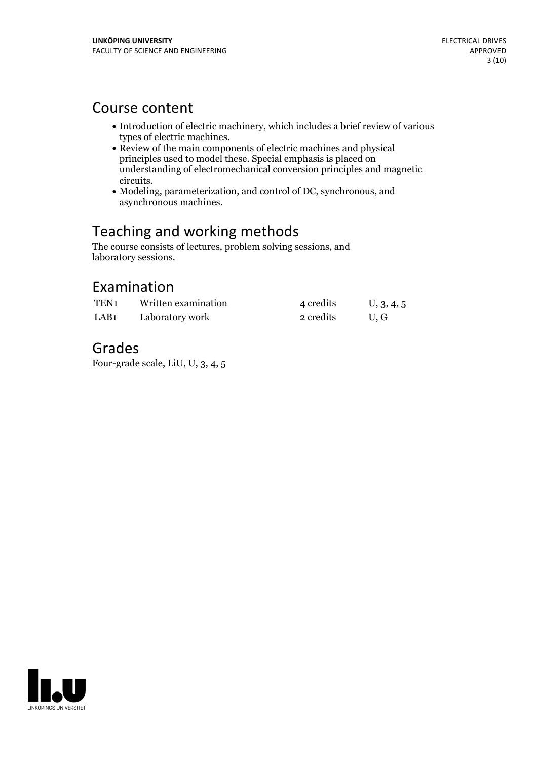## Course content

- Introduction of electric machinery, which includes a brief review of various types of electric machines.
- Review of the main components of electric machines and physical principles used to model these. Special emphasis is placed on understanding of electromechanical conversion principles and magnetic circuits.
- Modeling, parameterization, and control of DC, synchronous, and asynchronous machines.

## Teaching and working methods

The course consists of lectures, problem solving sessions, and laboratory sessions.

## Examination

| | | | |
|---|---|---|---|
| TEN1 | Written examination | 4 credits | U, 3, 4, 5 |
| LAB1 | Laboratory work | 2 credits | U, G |

## Grades

Four-grade scale, LiU, U, 3, 4, 5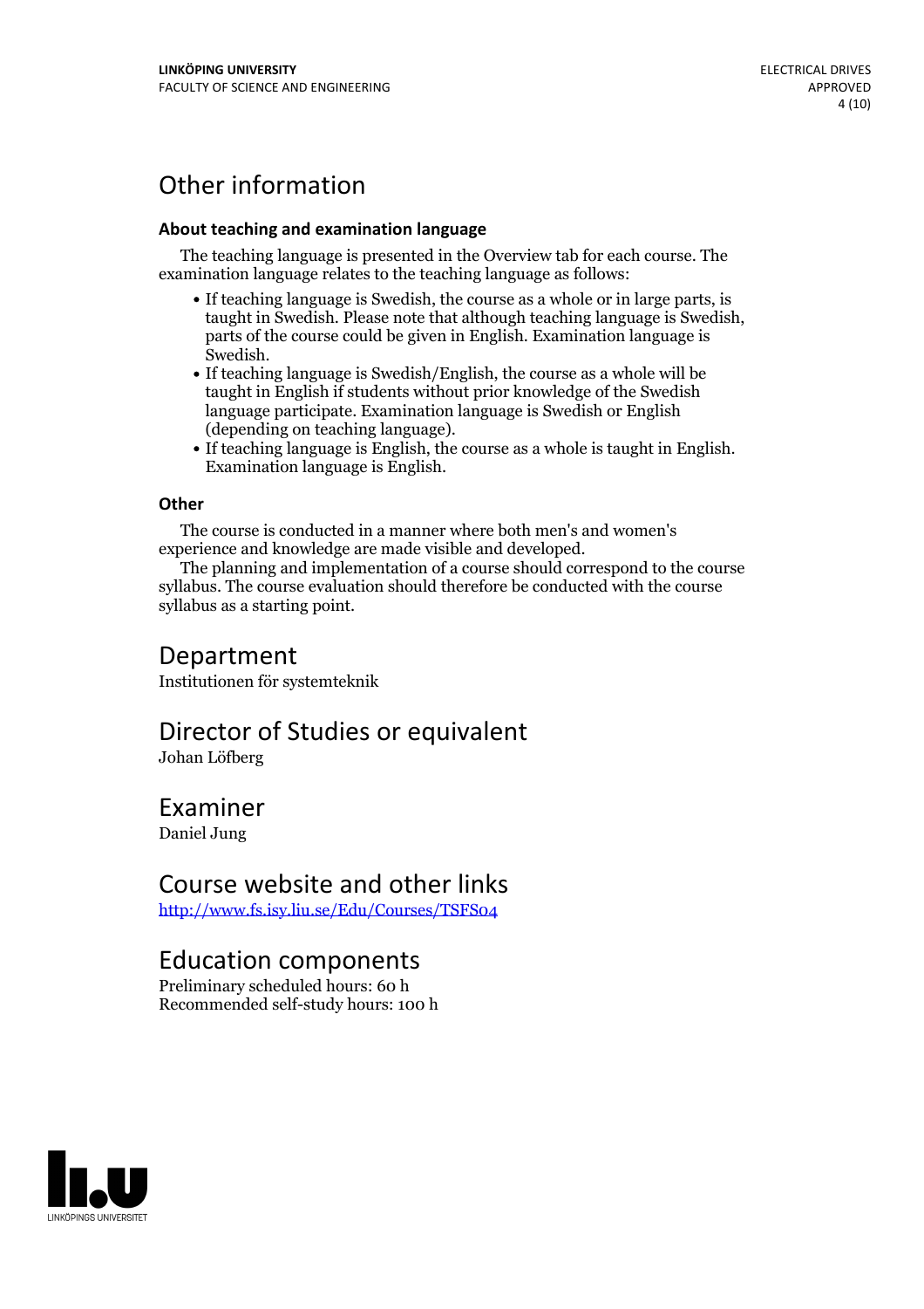# Other information

### About teaching and examination language

The teaching language is presented in the Overview tab for each course. The examination language relates to the teaching language as follows:

- If teaching language is Swedish, the course as a whole or in large parts, is taught in Swedish. Please note that although teaching language is Swedish, parts of the course could be given in English. Examination language is Swedish.
- If teaching language is Swedish/English, the course as a whole will be taught in English if students without prior knowledge of the Swedish language participate. Examination language is Swedish or English (depending on teaching language).
- If teaching language is English, the course as a whole is taught in English. Examination language is English.

### Other

The course is conducted in a manner where both men's and women's experience and knowledge are made visible and developed.

The planning and implementation of a course should correspond to the course syllabus. The course evaluation should therefore be conducted with the course syllabus as a starting point.

# Department

Institutionen för systemteknik

# Director of Studies or equivalent

Johan Löfberg

# Examiner

Daniel Jung

# Course website and other links

http://www.fs.isy.liu.se/Edu/Courses/TSFS04

# Education components

Preliminary scheduled hours: 60 h
Recommended self-study hours: 100 h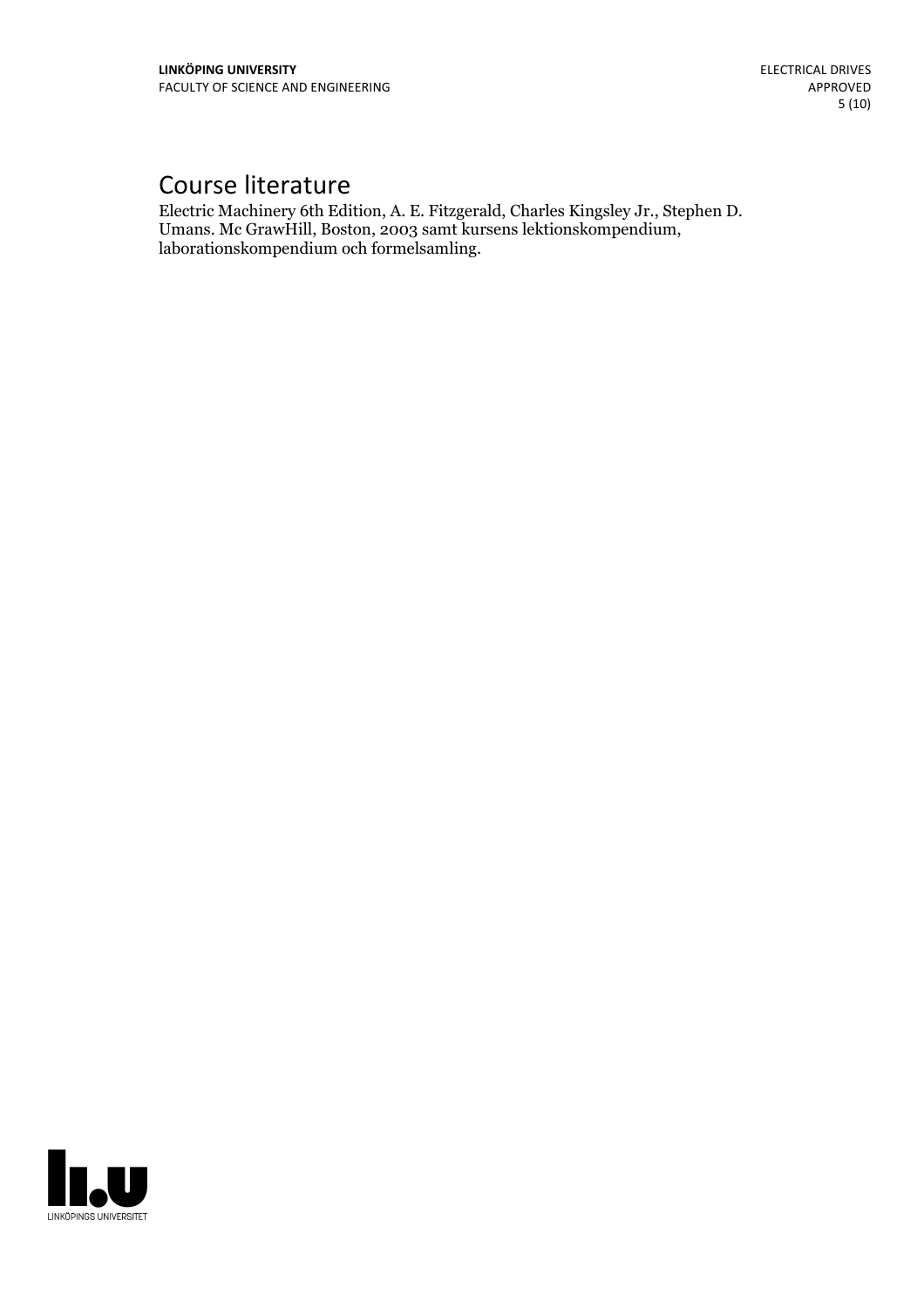# Course literature

Electric Machinery 6th Edition, A. E. Fitzgerald, Charles Kingsley Jr., Stephen D. Umans. Mc GrawHill, Boston, 2003 samt kursens lektionskompendium, laborationskompendium och formelsamling.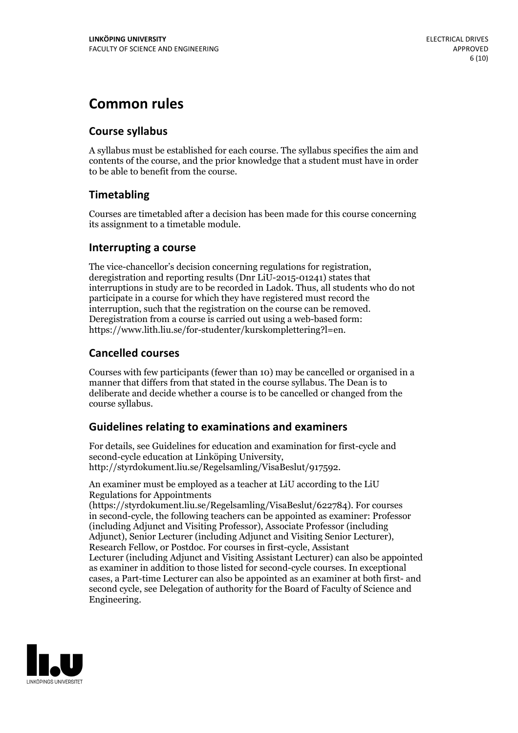# Common rules

## Course syllabus

A syllabus must be established for each course. The syllabus specifies the aim and contents of the course, and the prior knowledge that a student must have in order to be able to benefit from the course.

## Timetabling

Courses are timetabled after a decision has been made for this course concerning its assignment to a timetable module.

## Interrupting a course

The vice-chancellor's decision concerning regulations for registration, deregistration and reporting results (Dnr LiU-2015-01241) states that interruptions in study are to be recorded in Ladok. Thus, all students who do not participate in a course for which they have registered must record the interruption, such that the registration on the course can be removed. Deregistration from a course is carried out using a web-based form: https://www.lith.liu.se/for-studenter/kurskomplettering?l=en.

## Cancelled courses

Courses with few participants (fewer than 10) may be cancelled or organised in a manner that differs from that stated in the course syllabus. The Dean is to deliberate and decide whether a course is to be cancelled or changed from the course syllabus.

## Guidelines relating to examinations and examiners

For details, see Guidelines for education and examination for first-cycle and second-cycle education at Linköping University, http://styrdokument.liu.se/Regelsamling/VisaBeslut/917592.

An examiner must be employed as a teacher at LiU according to the LiU Regulations for Appointments (https://styrdokument.liu.se/Regelsamling/VisaBeslut/622784). For courses in second-cycle, the following teachers can be appointed as examiner: Professor (including Adjunct and Visiting Professor), Associate Professor (including Adjunct), Senior Lecturer (including Adjunct and Visiting Senior Lecturer), Research Fellow, or Postdoc. For courses in first-cycle, Assistant Lecturer (including Adjunct and Visiting Assistant Lecturer) can also be appointed as examiner in addition to those listed for second-cycle courses. In exceptional cases, a Part-time Lecturer can also be appointed as an examiner at both first- and second cycle, see Delegation of authority for the Board of Faculty of Science and Engineering.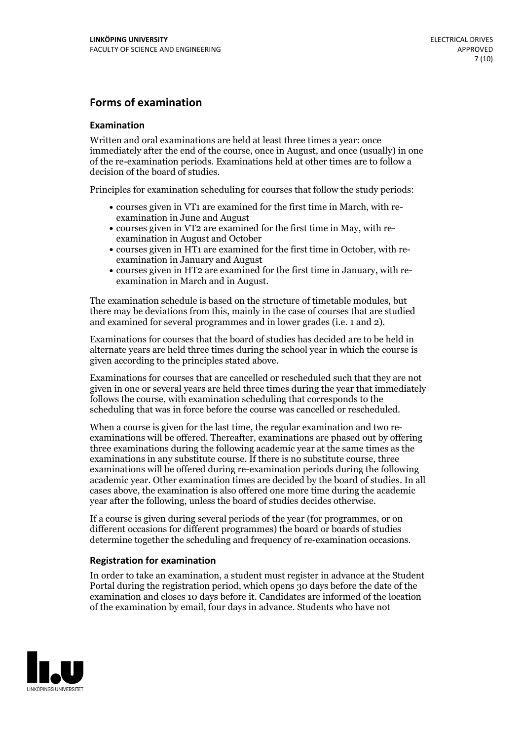## Forms of examination

### Examination

Written and oral examinations are held at least three times a year: once immediately after the end of the course, once in August, and once (usually) in one of the re-examination periods. Examinations held at other times are to follow a decision of the board of studies.

Principles for examination scheduling for courses that follow the study periods:

- courses given in VT1 are examined for the first time in March, with re-examination in June and August
- courses given in VT2 are examined for the first time in May, with re-examination in August and October
- courses given in HT1 are examined for the first time in October, with re-examination in January and August
- courses given in HT2 are examined for the first time in January, with re-examination in March and in August.

The examination schedule is based on the structure of timetable modules, but there may be deviations from this, mainly in the case of courses that are studied and examined for several programmes and in lower grades (i.e. 1 and 2).

Examinations for courses that the board of studies has decided are to be held in alternate years are held three times during the school year in which the course is given according to the principles stated above.

Examinations for courses that are cancelled or rescheduled such that they are not given in one or several years are held three times during the year that immediately follows the course, with examination scheduling that corresponds to the scheduling that was in force before the course was cancelled or rescheduled.

When a course is given for the last time, the regular examination and two re-examinations will be offered. Thereafter, examinations are phased out by offering three examinations during the following academic year at the same times as the examinations in any substitute course. If there is no substitute course, three examinations will be offered during re-examination periods during the following academic year. Other examination times are decided by the board of studies. In all cases above, the examination is also offered one more time during the academic year after the following, unless the board of studies decides otherwise.

If a course is given during several periods of the year (for programmes, or on different occasions for different programmes) the board or boards of studies determine together the scheduling and frequency of re-examination occasions.

### Registration for examination

In order to take an examination, a student must register in advance at the Student Portal during the registration period, which opens 30 days before the date of the examination and closes 10 days before it. Candidates are informed of the location of the examination by email, four days in advance. Students who have not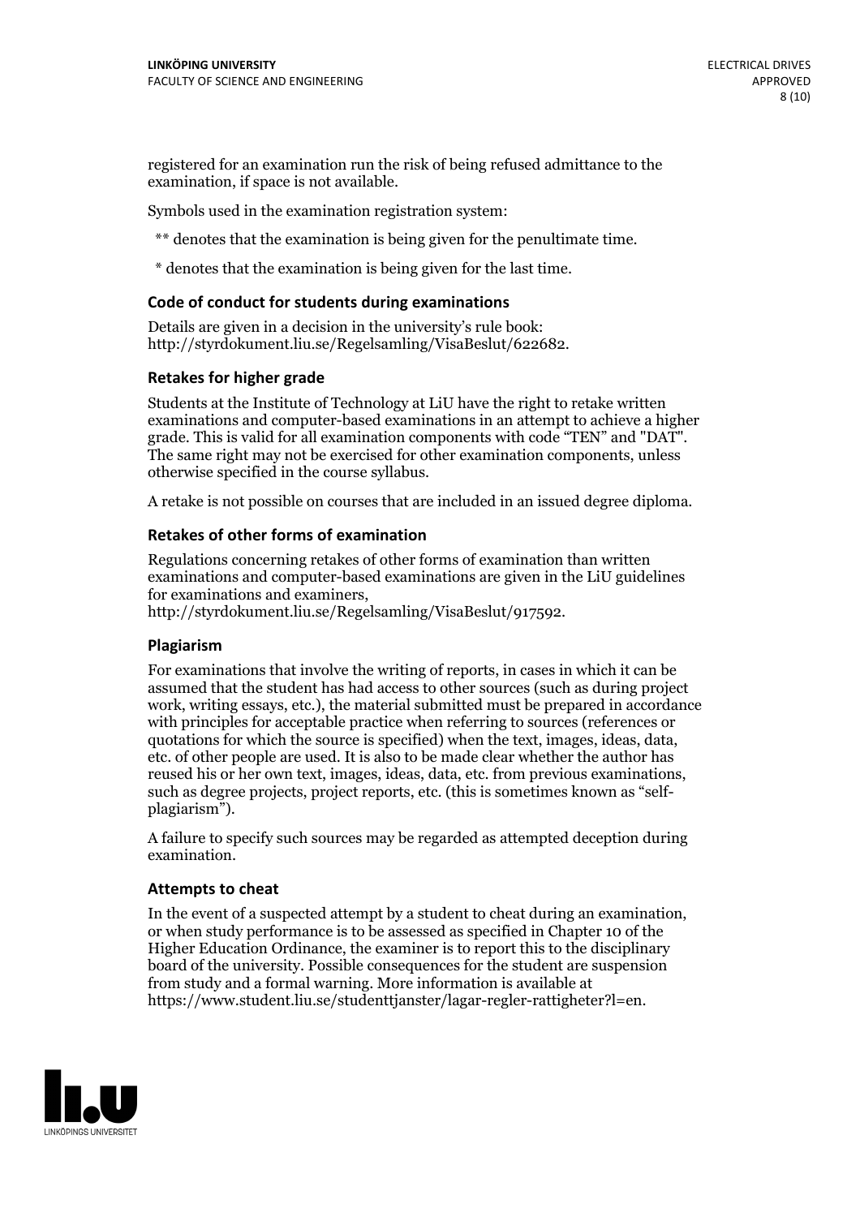registered for an examination run the risk of being refused admittance to the examination, if space is not available.

Symbols used in the examination registration system:

** denotes that the examination is being given for the penultimate time.

* denotes that the examination is being given for the last time.

### Code of conduct for students during examinations

Details are given in a decision in the university's rule book: http://styrdokument.liu.se/Regelsamling/VisaBeslut/622682.

### Retakes for higher grade

Students at the Institute of Technology at LiU have the right to retake written examinations and computer-based examinations in an attempt to achieve a higher grade. This is valid for all examination components with code "TEN" and "DAT". The same right may not be exercised for other examination components, unless otherwise specified in the course syllabus.

A retake is not possible on courses that are included in an issued degree diploma.

### Retakes of other forms of examination

Regulations concerning retakes of other forms of examination than written examinations and computer-based examinations are given in the LiU guidelines for examinations and examiners, http://styrdokument.liu.se/Regelsamling/VisaBeslut/917592.

### Plagiarism

For examinations that involve the writing of reports, in cases in which it can be assumed that the student has had access to other sources (such as during project work, writing essays, etc.), the material submitted must be prepared in accordance with principles for acceptable practice when referring to sources (references or quotations for which the source is specified) when the text, images, ideas, data, etc. of other people are used. It is also to be made clear whether the author has reused his or her own text, images, ideas, data, etc. from previous examinations, such as degree projects, project reports, etc. (this is sometimes known as "self-plagiarism").

A failure to specify such sources may be regarded as attempted deception during examination.

### Attempts to cheat

In the event of a suspected attempt by a student to cheat during an examination, or when study performance is to be assessed as specified in Chapter 10 of the Higher Education Ordinance, the examiner is to report this to the disciplinary board of the university. Possible consequences for the student are suspension from study and a formal warning. More information is available at https://www.student.liu.se/studenttjanster/lagar-regler-rattigheter?l=en.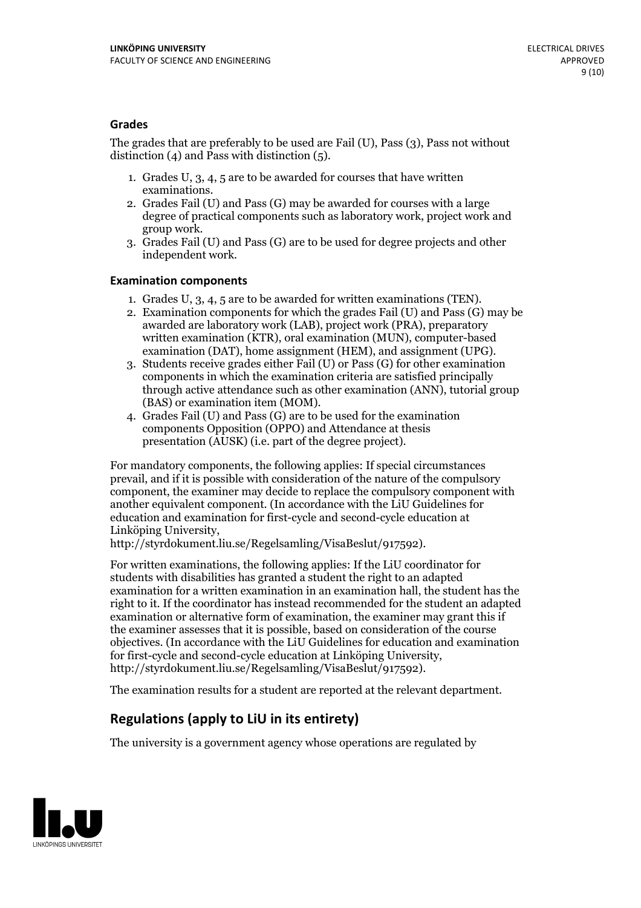### Grades

The grades that are preferably to be used are Fail (U), Pass (3), Pass not without distinction (4) and Pass with distinction (5).

1. Grades U, 3, 4, 5 are to be awarded for courses that have written examinations.
2. Grades Fail (U) and Pass (G) may be awarded for courses with a large degree of practical components such as laboratory work, project work and group work.
3. Grades Fail (U) and Pass (G) are to be used for degree projects and other independent work.

### Examination components

1. Grades U, 3, 4, 5 are to be awarded for written examinations (TEN).
2. Examination components for which the grades Fail (U) and Pass (G) may be awarded are laboratory work (LAB), project work (PRA), preparatory written examination (KTR), oral examination (MUN), computer-based examination (DAT), home assignment (HEM), and assignment (UPG).
3. Students receive grades either Fail (U) or Pass (G) for other examination components in which the examination criteria are satisfied principally through active attendance such as other examination (ANN), tutorial group (BAS) or examination item (MOM).
4. Grades Fail (U) and Pass (G) are to be used for the examination components Opposition (OPPO) and Attendance at thesis presentation (AUSK) (i.e. part of the degree project).

For mandatory components, the following applies: If special circumstances prevail, and if it is possible with consideration of the nature of the compulsory component, the examiner may decide to replace the compulsory component with another equivalent component. (In accordance with the LiU Guidelines for education and examination for first-cycle and second-cycle education at Linköping University, http://styrdokument.liu.se/Regelsamling/VisaBeslut/917592).

For written examinations, the following applies: If the LiU coordinator for students with disabilities has granted a student the right to an adapted examination for a written examination in an examination hall, the student has the right to it. If the coordinator has instead recommended for the student an adapted examination or alternative form of examination, the examiner may grant this if the examiner assesses that it is possible, based on consideration of the course objectives. (In accordance with the LiU Guidelines for education and examination for first-cycle and second-cycle education at Linköping University, http://styrdokument.liu.se/Regelsamling/VisaBeslut/917592).

The examination results for a student are reported at the relevant department.

## Regulations (apply to LiU in its entirety)

The university is a government agency whose operations are regulated by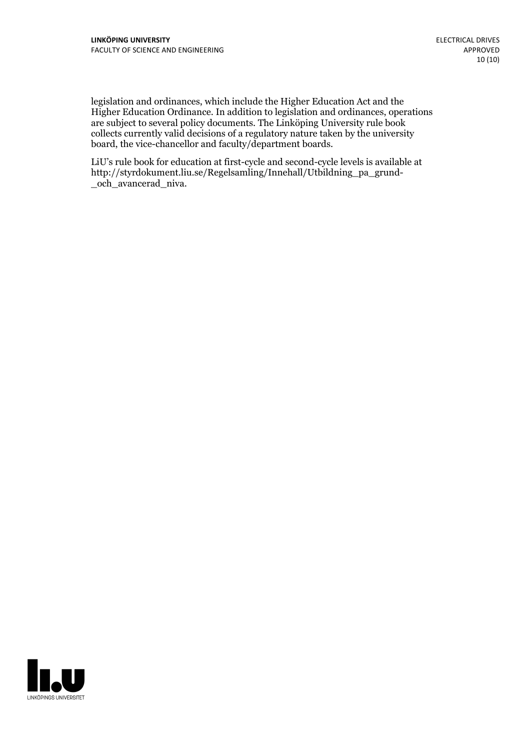legislation and ordinances, which include the Higher Education Act and the Higher Education Ordinance. In addition to legislation and ordinances, operations are subject to several policy documents. The Linköping University rule book collects currently valid decisions of a regulatory nature taken by the university board, the vice-chancellor and faculty/department boards.

LiU's rule book for education at first-cycle and second-cycle levels is available at http://styrdokument.liu.se/Regelsamling/Innehall/Utbildning_pa_grund-_och_avancerad_niva.